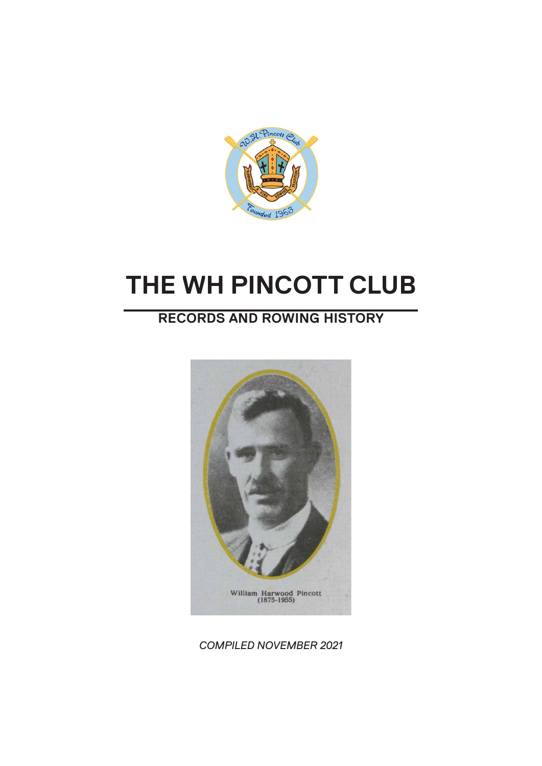# THE WH PINCOTT CLUB

## RECORDS AND ROWING HISTORY

William Harwood Pincott
(1875-1955)

*COMPILED NOVEMBER 2021*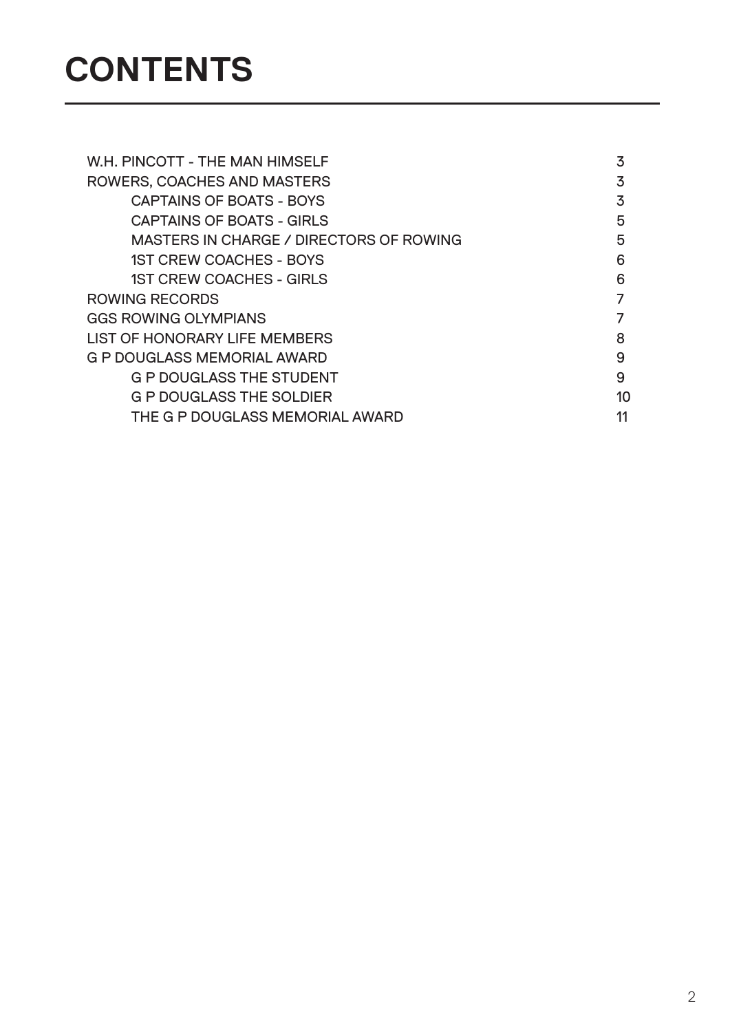# CONTENTS

| | |
|---|---|
| W.H. PINCOTT - THE MAN HIMSELF | 3 |
| ROWERS, COACHES AND MASTERS | 3 |
| CAPTAINS OF BOATS - BOYS | 3 |
| CAPTAINS OF BOATS - GIRLS | 5 |
| MASTERS IN CHARGE / DIRECTORS OF ROWING | 5 |
| 1ST CREW COACHES - BOYS | 6 |
| 1ST CREW COACHES - GIRLS | 6 |
| ROWING RECORDS | 7 |
| GGS ROWING OLYMPIANS | 7 |
| LIST OF HONORARY LIFE MEMBERS | 8 |
| G P DOUGLASS MEMORIAL AWARD | 9 |
| G P DOUGLASS THE STUDENT | 9 |
| G P DOUGLASS THE SOLDIER | 10 |
| THE G P DOUGLASS MEMORIAL AWARD | 11 |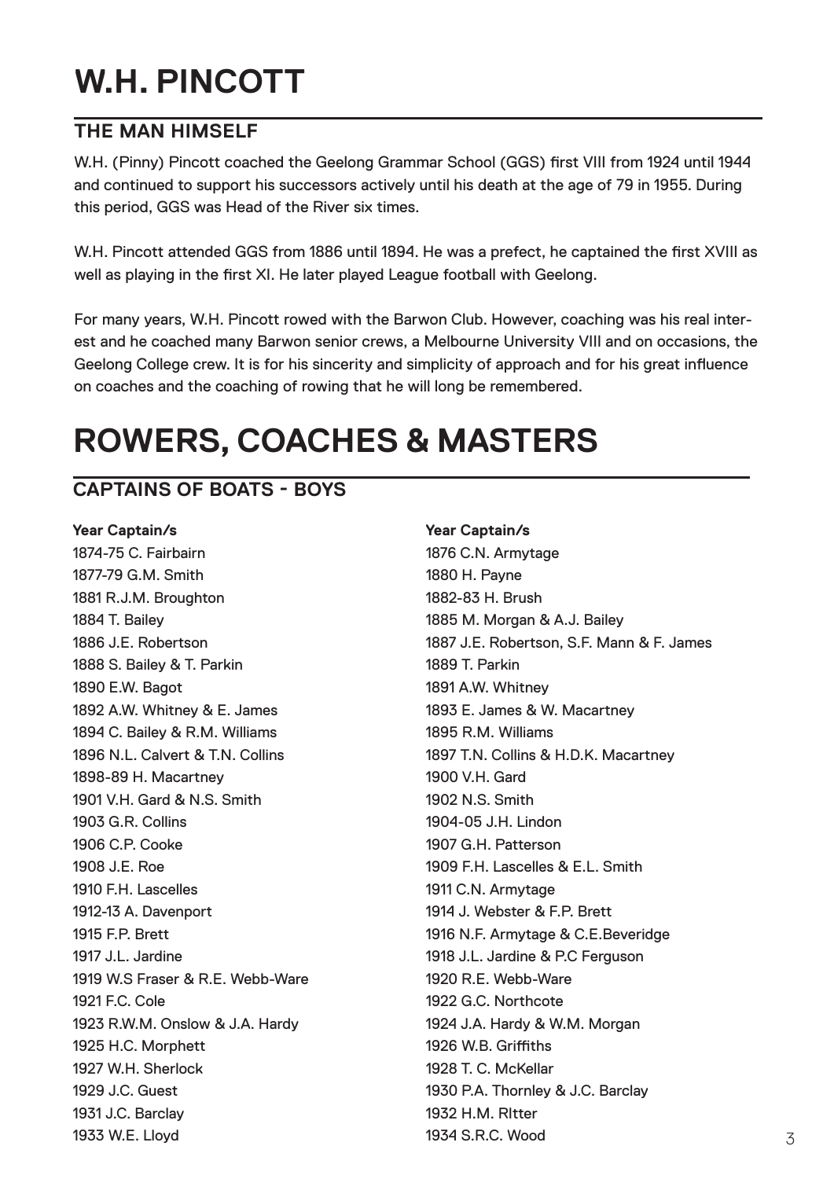# W.H. PINCOTT

## THE MAN HIMSELF

W.H. (Pinny) Pincott coached the Geelong Grammar School (GGS) first VIII from 1924 until 1944 and continued to support his successors actively until his death at the age of 79 in 1955. During this period, GGS was Head of the River six times.

W.H. Pincott attended GGS from 1886 until 1894. He was a prefect, he captained the first XVIII as well as playing in the first XI. He later played League football with Geelong.

For many years, W.H. Pincott rowed with the Barwon Club. However, coaching was his real interest and he coached many Barwon senior crews, a Melbourne University VIII and on occasions, the Geelong College crew. It is for his sincerity and simplicity of approach and for his great influence on coaches and the coaching of rowing that he will long be remembered.

# ROWERS, COACHES & MASTERS

## CAPTAINS OF BOATS - BOYS

**Year Captain/s**

1874-75 C. Fairbairn
1876 C.N. Armytage
1877-79 G.M. Smith
1880 H. Payne
1881 R.J.M. Broughton
1882-83 H. Brush
1884 T. Bailey
1885 M. Morgan & A.J. Bailey
1886 J.E. Robertson
1887 J.E. Robertson, S.F. Mann & F. James
1888 S. Bailey & T. Parkin
1889 T. Parkin
1890 E.W. Bagot
1891 A.W. Whitney
1892 A.W. Whitney & E. James
1893 E. James & W. Macartney
1894 C. Bailey & R.M. Williams
1895 R.M. Williams
1896 N.L. Calvert & T.N. Collins
1897 T.N. Collins & H.D.K. Macartney
1898-89 H. Macartney
1900 V.H. Gard
1901 V.H. Gard & N.S. Smith
1902 N.S. Smith
1903 G.R. Collins
1904-05 J.H. Lindon
1906 C.P. Cooke
1907 G.H. Patterson
1908 J.E. Roe
1909 F.H. Lascelles & E.L. Smith
1910 F.H. Lascelles
1911 C.N. Armytage
1912-13 A. Davenport
1914 J. Webster & F.P. Brett
1915 F.P. Brett
1916 N.F. Armytage & C.E.Beveridge
1917 J.L. Jardine
1918 J.L. Jardine & P.C Ferguson
1919 W.S Fraser & R.E. Webb-Ware
1920 R.E. Webb-Ware
1921 F.C. Cole
1922 G.C. Northcote
1923 R.W.M. Onslow & J.A. Hardy
1924 J.A. Hardy & W.M. Morgan
1925 H.C. Morphett
1926 W.B. Griffiths
1927 W.H. Sherlock
1928 T. C. McKellar
1929 J.C. Guest
1930 P.A. Thornley & J.C. Barclay
1931 J.C. Barclay
1932 H.M. RItter
1933 W.E. Lloyd
1934 S.R.C. Wood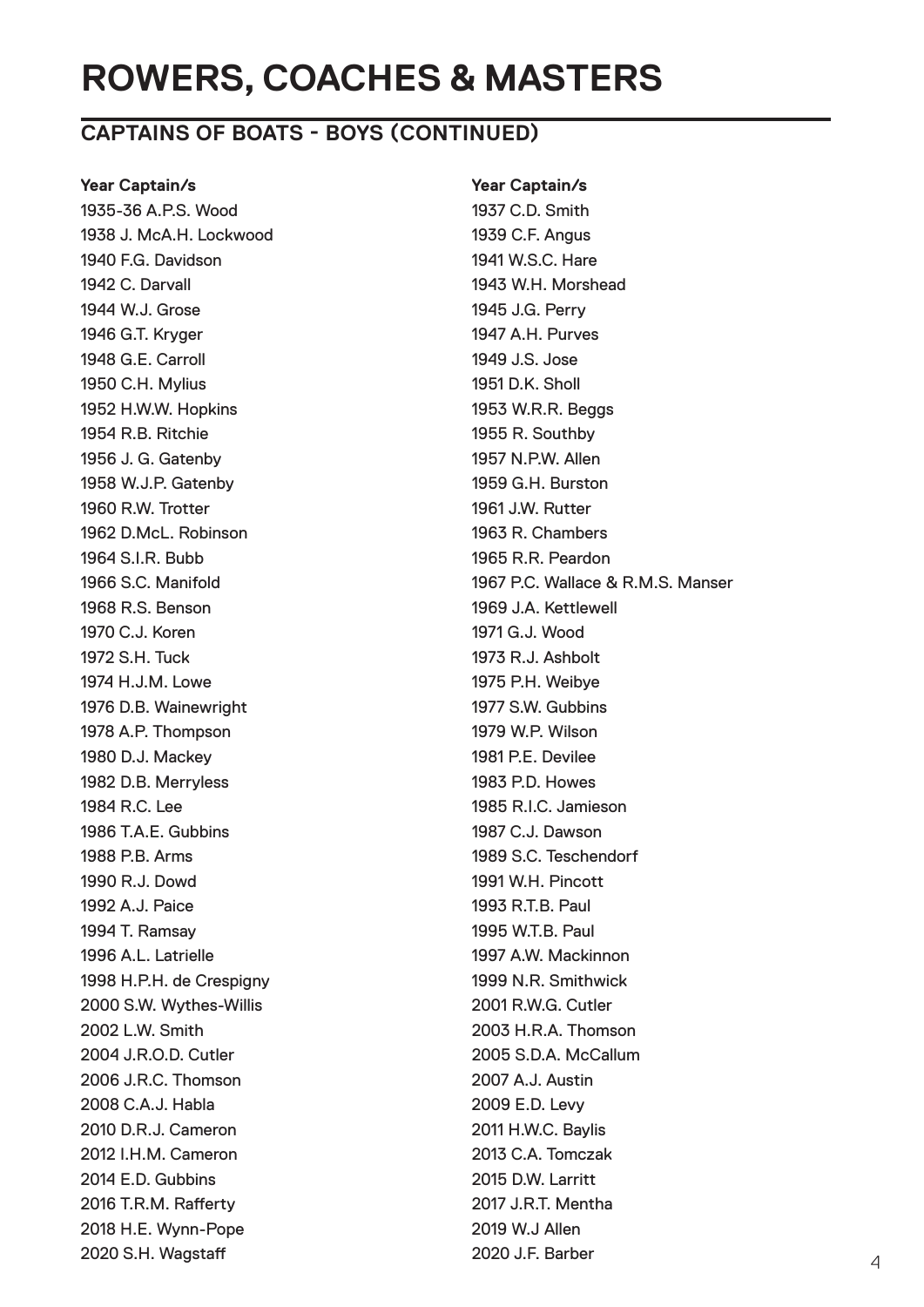# ROWERS, COACHES & MASTERS

## CAPTAINS OF BOATS - BOYS (CONTINUED)

| Year | Captain/s |
|---|---|
| 1935-36 | A.P.S. Wood |
| 1937 | C.D. Smith |
| 1938 | J. McA.H. Lockwood |
| 1939 | C.F. Angus |
| 1940 | F.G. Davidson |
| 1941 | W.S.C. Hare |
| 1942 | C. Darvall |
| 1943 | W.H. Morshead |
| 1944 | W.J. Grose |
| 1945 | J.G. Perry |
| 1946 | G.T. Kryger |
| 1947 | A.H. Purves |
| 1948 | G.E. Carroll |
| 1949 | J.S. Jose |
| 1950 | C.H. Mylius |
| 1951 | D.K. Sholl |
| 1952 | H.W.W. Hopkins |
| 1953 | W.R.R. Beggs |
| 1954 | R.B. Ritchie |
| 1955 | R. Southby |
| 1956 | J. G. Gatenby |
| 1957 | N.P.W. Allen |
| 1958 | W.J.P. Gatenby |
| 1959 | G.H. Burston |
| 1960 | R.W. Trotter |
| 1961 | J.W. Rutter |
| 1962 | D.McL. Robinson |
| 1963 | R. Chambers |
| 1964 | S.I.R. Bubb |
| 1965 | R.R. Peardon |
| 1966 | S.C. Manifold |
| 1967 | P.C. Wallace & R.M.S. Manser |
| 1968 | R.S. Benson |
| 1969 | J.A. Kettlewell |
| 1970 | C.J. Koren |
| 1971 | G.J. Wood |
| 1972 | S.H. Tuck |
| 1973 | R.J. Ashbolt |
| 1974 | H.J.M. Lowe |
| 1975 | P.H. Weibye |
| 1976 | D.B. Wainewright |
| 1977 | S.W. Gubbins |
| 1978 | A.P. Thompson |
| 1979 | W.P. Wilson |
| 1980 | D.J. Mackey |
| 1981 | P.E. Devilee |
| 1982 | D.B. Merryless |
| 1983 | P.D. Howes |
| 1984 | R.C. Lee |
| 1985 | R.I.C. Jamieson |
| 1986 | T.A.E. Gubbins |
| 1987 | C.J. Dawson |
| 1988 | P.B. Arms |
| 1989 | S.C. Teschendorf |
| 1990 | R.J. Dowd |
| 1991 | W.H. Pincott |
| 1992 | A.J. Paice |
| 1993 | R.T.B. Paul |
| 1994 | T. Ramsay |
| 1995 | W.T.B. Paul |
| 1996 | A.L. Latrielle |
| 1997 | A.W. Mackinnon |
| 1998 | H.P.H. de Crespigny |
| 1999 | N.R. Smithwick |
| 2000 | S.W. Wythes-Willis |
| 2001 | R.W.G. Cutler |
| 2002 | L.W. Smith |
| 2003 | H.R.A. Thomson |
| 2004 | J.R.O.D. Cutler |
| 2005 | S.D.A. McCallum |
| 2006 | J.R.C. Thomson |
| 2007 | A.J. Austin |
| 2008 | C.A.J. Habla |
| 2009 | E.D. Levy |
| 2010 | D.R.J. Cameron |
| 2011 | H.W.C. Baylis |
| 2012 | I.H.M. Cameron |
| 2013 | C.A. Tomczak |
| 2014 | E.D. Gubbins |
| 2015 | D.W. Larritt |
| 2016 | T.R.M. Rafferty |
| 2017 | J.R.T. Mentha |
| 2018 | H.E. Wynn-Pope |
| 2019 | W.J Allen |
| 2020 | S.H. Wagstaff |
| 2020 | J.F. Barber |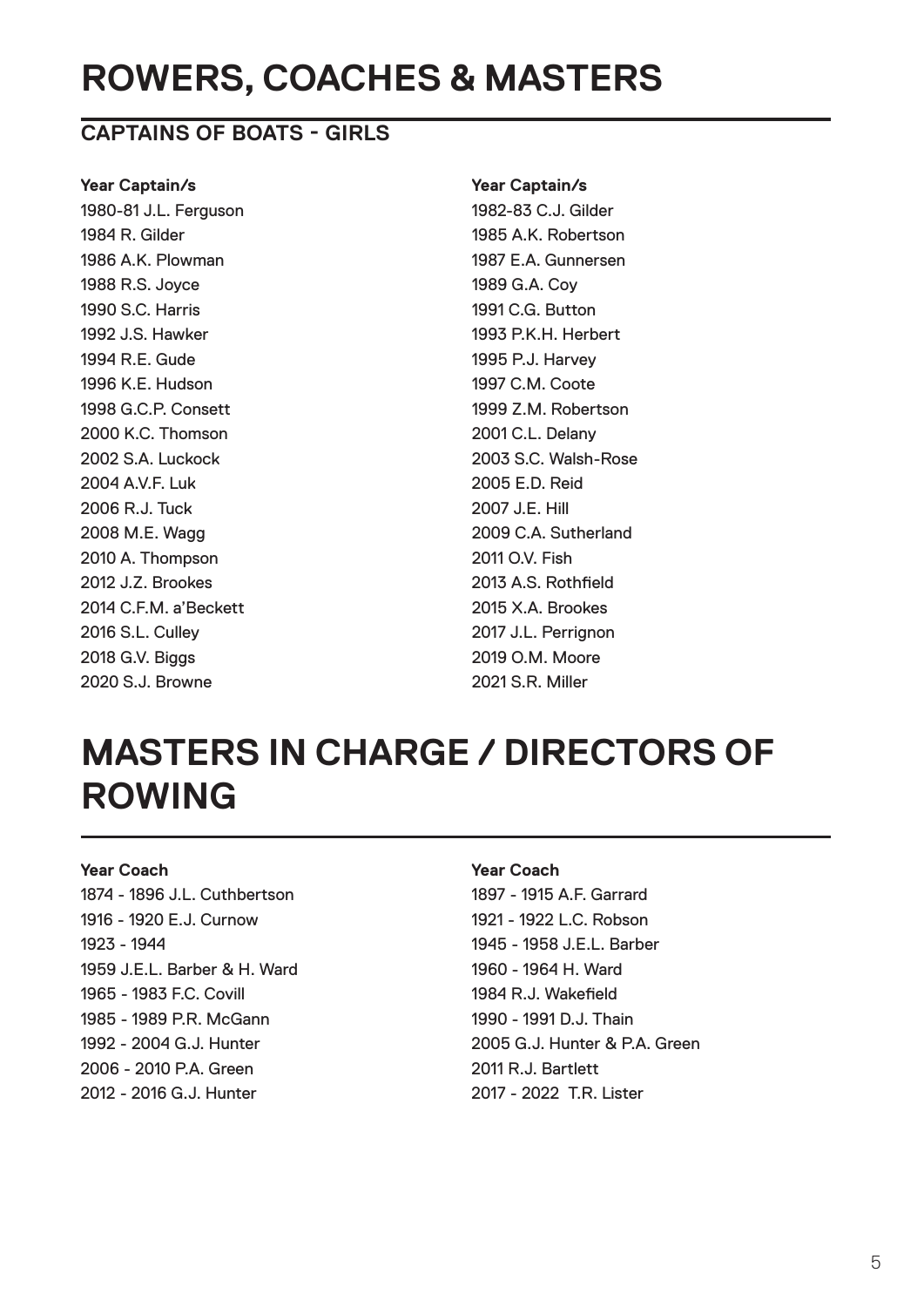# ROWERS, COACHES & MASTERS

## CAPTAINS OF BOATS - GIRLS

| Year | Captain/s |
|---|---|
| 1980-81 | J.L. Ferguson |
| 1982-83 | C.J. Gilder |
| 1984 | R. Gilder |
| 1985 | A.K. Robertson |
| 1986 | A.K. Plowman |
| 1987 | E.A. Gunnersen |
| 1988 | R.S. Joyce |
| 1989 | G.A. Coy |
| 1990 | S.C. Harris |
| 1991 | C.G. Button |
| 1992 | J.S. Hawker |
| 1993 | P.K.H. Herbert |
| 1994 | R.E. Gude |
| 1995 | P.J. Harvey |
| 1996 | K.E. Hudson |
| 1997 | C.M. Coote |
| 1998 | G.C.P. Consett |
| 1999 | Z.M. Robertson |
| 2000 | K.C. Thomson |
| 2001 | C.L. Delany |
| 2002 | S.A. Luckock |
| 2003 | S.C. Walsh-Rose |
| 2004 | A.V.F. Luk |
| 2005 | E.D. Reid |
| 2006 | R.J. Tuck |
| 2007 | J.E. Hill |
| 2008 | M.E. Wagg |
| 2009 | C.A. Sutherland |
| 2010 | A. Thompson |
| 2011 | O.V. Fish |
| 2012 | J.Z. Brookes |
| 2013 | A.S. Rothfield |
| 2014 | C.F.M. a'Beckett |
| 2015 | X.A. Brookes |
| 2016 | S.L. Culley |
| 2017 | J.L. Perrignon |
| 2018 | G.V. Biggs |
| 2019 | O.M. Moore |
| 2020 | S.J. Browne |
| 2021 | S.R. Miller |

# MASTERS IN CHARGE / DIRECTORS OF ROWING

| Year | Coach |
|---|---|
| 1874 - 1896 | J.L. Cuthbertson |
| 1897 - 1915 | A.F. Garrard |
| 1916 - 1920 | E.J. Curnow |
| 1921 - 1922 | L.C. Robson |
| 1923 - 1944 | |
| 1945 - 1958 | J.E.L. Barber |
| 1959 | J.E.L. Barber & H. Ward |
| 1960 - 1964 | H. Ward |
| 1965 - 1983 | F.C. Covill |
| 1984 | R.J. Wakefield |
| 1985 - 1989 | P.R. McGann |
| 1990 - 1991 | D.J. Thain |
| 1992 - 2004 | G.J. Hunter |
| 2005 | G.J. Hunter & P.A. Green |
| 2006 - 2010 | P.A. Green |
| 2011 | R.J. Bartlett |
| 2012 - 2016 | G.J. Hunter |
| 2017 - 2022 | T.R. Lister |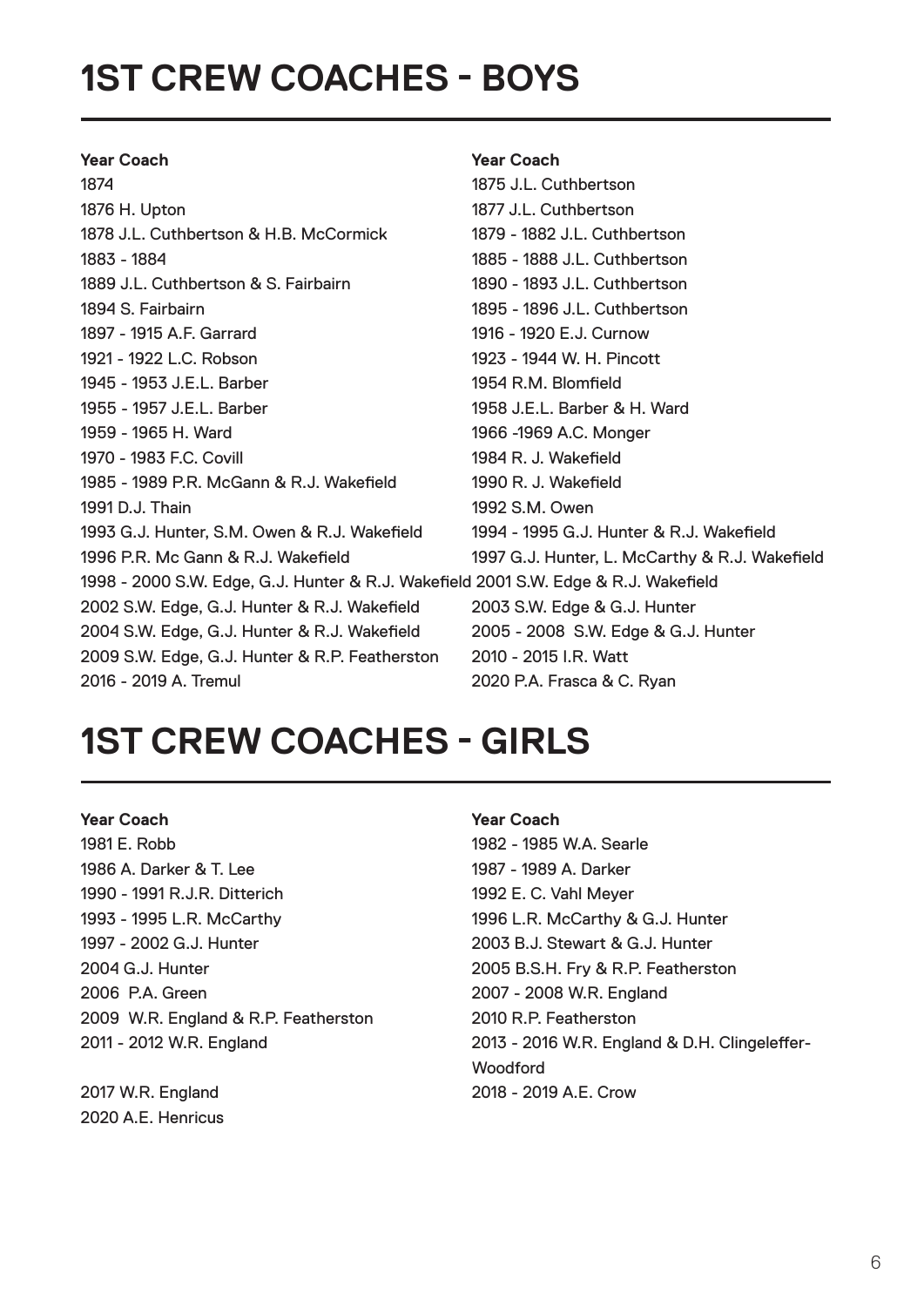# 1ST CREW COACHES - BOYS

| Year Coach | Year Coach |
|---|---|
| 1874 | 1875 J.L. Cuthbertson |
| 1876 H. Upton | 1877 J.L. Cuthbertson |
| 1878 J.L. Cuthbertson & H.B. McCormick | 1879 - 1882 J.L. Cuthbertson |
| 1883 - 1884 | 1885 - 1888 J.L. Cuthbertson |
| 1889 J.L. Cuthbertson & S. Fairbairn | 1890 - 1893 J.L. Cuthbertson |
| 1894 S. Fairbairn | 1895 - 1896 J.L. Cuthbertson |
| 1897 - 1915 A.F. Garrard | 1916 - 1920 E.J. Curnow |
| 1921 - 1922 L.C. Robson | 1923 - 1944 W. H. Pincott |
| 1945 - 1953 J.E.L. Barber | 1954 R.M. Blomfield |
| 1955 - 1957 J.E.L. Barber | 1958 J.E.L. Barber & H. Ward |
| 1959 - 1965 H. Ward | 1966 -1969 A.C. Monger |
| 1970 - 1983 F.C. Covill | 1984 R. J. Wakefield |
| 1985 - 1989 P.R. McGann & R.J. Wakefield | 1990 R. J. Wakefield |
| 1991 D.J. Thain | 1992 S.M. Owen |
| 1993 G.J. Hunter, S.M. Owen & R.J. Wakefield | 1994 - 1995 G.J. Hunter & R.J. Wakefield |
| 1996 P.R. Mc Gann & R.J. Wakefield | 1997 G.J. Hunter, L. McCarthy & R.J. Wakefield |
| 1998 - 2000 S.W. Edge, G.J. Hunter & R.J. Wakefield | 2001 S.W. Edge & R.J. Wakefield |
| 2002 S.W. Edge, G.J. Hunter & R.J. Wakefield | 2003 S.W. Edge & G.J. Hunter |
| 2004 S.W. Edge, G.J. Hunter & R.J. Wakefield | 2005 - 2008 S.W. Edge & G.J. Hunter |
| 2009 S.W. Edge, G.J. Hunter & R.P. Featherston | 2010 - 2015 I.R. Watt |
| 2016 - 2019 A. Tremul | 2020 P.A. Frasca & C. Ryan |

# 1ST CREW COACHES - GIRLS

| Year Coach | Year Coach |
|---|---|
| 1981 E. Robb | 1982 - 1985 W.A. Searle |
| 1986 A. Darker & T. Lee | 1987 - 1989 A. Darker |
| 1990 - 1991 R.J.R. Ditterich | 1992 E. C. Vahl Meyer |
| 1993 - 1995 L.R. McCarthy | 1996 L.R. McCarthy & G.J. Hunter |
| 1997 - 2002 G.J. Hunter | 2003 B.J. Stewart & G.J. Hunter |
| 2004 G.J. Hunter | 2005 B.S.H. Fry & R.P. Featherston |
| 2006 P.A. Green | 2007 - 2008 W.R. England |
| 2009 W.R. England & R.P. Featherston | 2010 R.P. Featherston |
| 2011 - 2012 W.R. England | 2013 - 2016 W.R. England & D.H. Clingeleffer-Woodford |
| 2017 W.R. England | 2018 - 2019 A.E. Crow |
| 2020 A.E. Henricus | |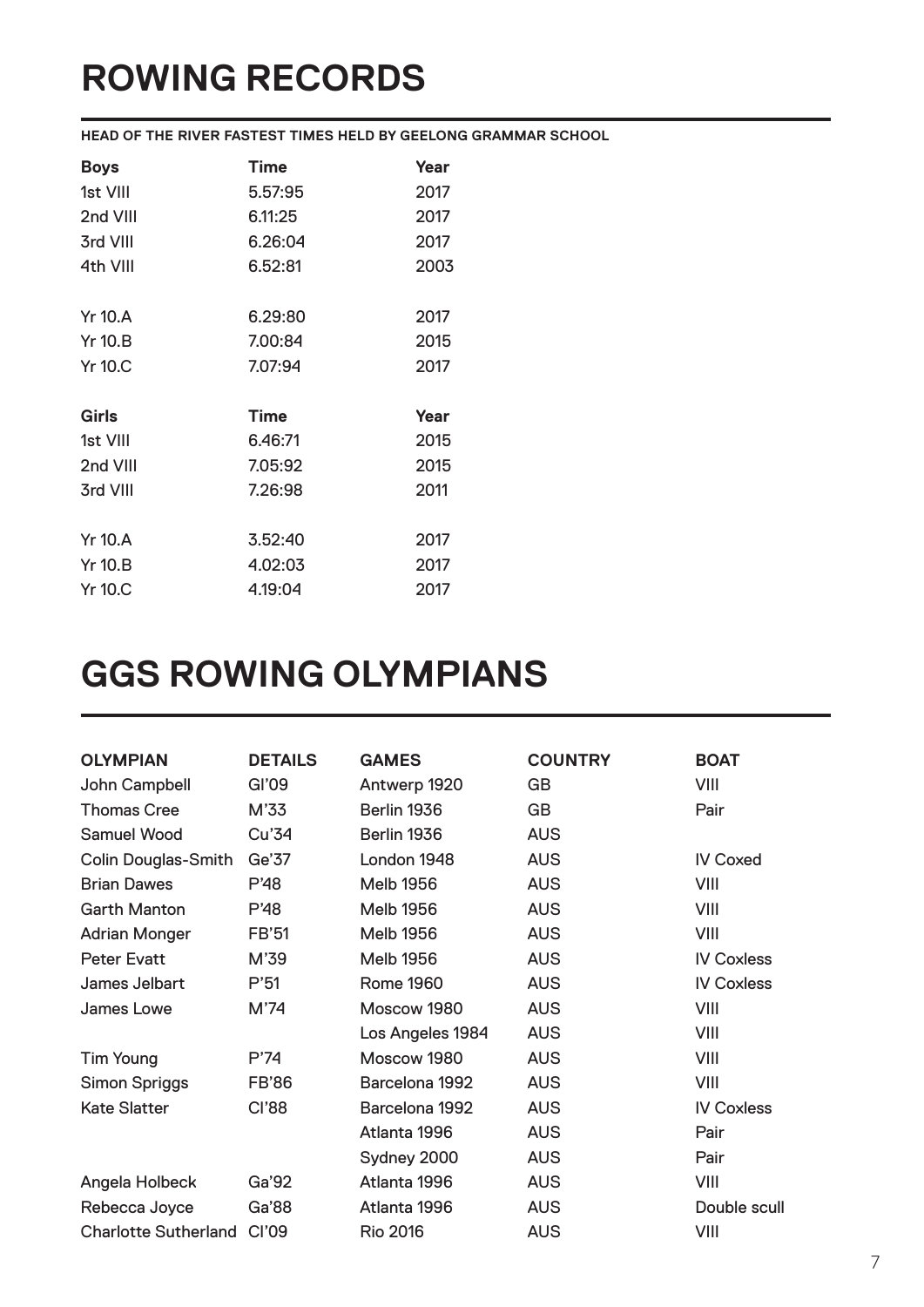# ROWING RECORDS

**HEAD OF THE RIVER FASTEST TIMES HELD BY GEELONG GRAMMAR SCHOOL**

| **Boys** | **Time** | **Year** |
|---|---|---|
| 1st VIII | 5.57:95 | 2017 |
| 2nd VIII | 6.11:25 | 2017 |
| 3rd VIII | 6.26:04 | 2017 |
| 4th VIII | 6.52:81 | 2003 |
| | | |
| Yr 10.A | 6.29:80 | 2017 |
| Yr 10.B | 7.00:84 | 2015 |
| Yr 10.C | 7.07:94 | 2017 |

| **Girls** | **Time** | **Year** |
|---|---|---|
| 1st VIII | 6.46:71 | 2015 |
| 2nd VIII | 7.05:92 | 2015 |
| 3rd VIII | 7.26:98 | 2011 |
| | | |
| Yr 10.A | 3.52:40 | 2017 |
| Yr 10.B | 4.02:03 | 2017 |
| Yr 10.C | 4.19:04 | 2017 |

# GGS ROWING OLYMPIANS

| **OLYMPIAN** | **DETAILS** | **GAMES** | **COUNTRY** | **BOAT** |
|---|---|---|---|---|
| John Campbell | Gl'09 | Antwerp 1920 | GB | VIII |
| Thomas Cree | M'33 | Berlin 1936 | GB | Pair |
| Samuel Wood | Cu'34 | Berlin 1936 | AUS | |
| Colin Douglas-Smith | Ge'37 | London 1948 | AUS | IV Coxed |
| Brian Dawes | P'48 | Melb 1956 | AUS | VIII |
| Garth Manton | P'48 | Melb 1956 | AUS | VIII |
| Adrian Monger | FB'51 | Melb 1956 | AUS | VIII |
| Peter Evatt | M'39 | Melb 1956 | AUS | IV Coxless |
| James Jelbart | P'51 | Rome 1960 | AUS | IV Coxless |
| James Lowe | M'74 | Moscow 1980 | AUS | VIII |
| | | Los Angeles 1984 | AUS | VIII |
| Tim Young | P'74 | Moscow 1980 | AUS | VIII |
| Simon Spriggs | FB'86 | Barcelona 1992 | AUS | VIII |
| Kate Slatter | Cl'88 | Barcelona 1992 | AUS | IV Coxless |
| | | Atlanta 1996 | AUS | Pair |
| | | Sydney 2000 | AUS | Pair |
| Angela Holbeck | Ga'92 | Atlanta 1996 | AUS | VIII |
| Rebecca Joyce | Ga'88 | Atlanta 1996 | AUS | Double scull |
| Charlotte Sutherland | Cl'09 | Rio 2016 | AUS | VIII |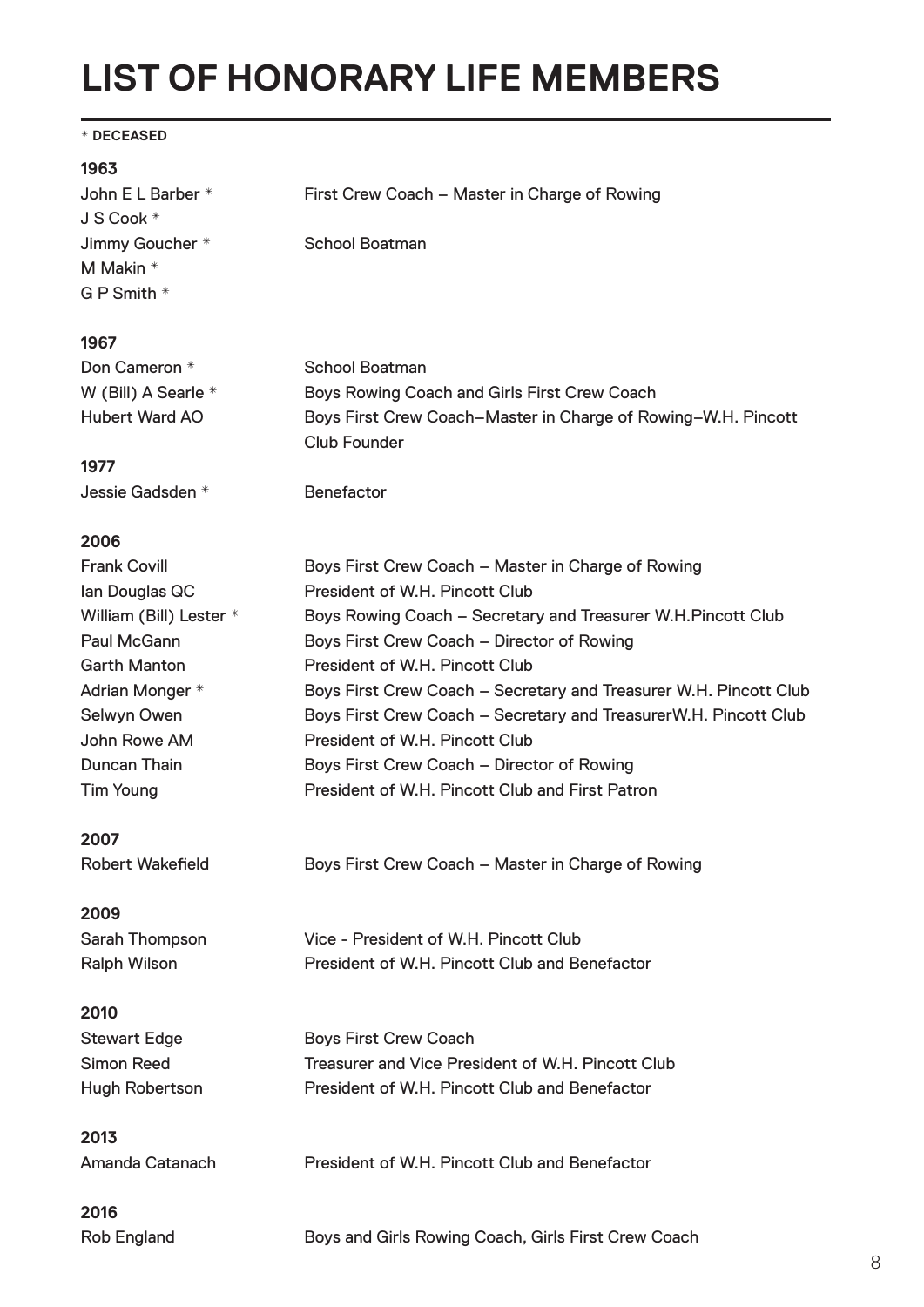# LIST OF HONORARY LIFE MEMBERS

\* DECEASED

**1963**

| | |
|---|---|
| John E L Barber * | First Crew Coach – Master in Charge of Rowing |
| J S Cook * | |
| Jimmy Goucher * | School Boatman |
| M Makin * | |
| G P Smith * | |

**1967**

| | |
|---|---|
| Don Cameron * | School Boatman |
| W (Bill) A Searle * | Boys Rowing Coach and Girls First Crew Coach |
| Hubert Ward AO | Boys First Crew Coach–Master in Charge of Rowing–W.H. Pincott Club Founder |

**1977**

| | |
|---|---|
| Jessie Gadsden * | Benefactor |

**2006**

| | |
|---|---|
| Frank Covill | Boys First Crew Coach – Master in Charge of Rowing |
| Ian Douglas QC | President of W.H. Pincott Club |
| William (Bill) Lester * | Boys Rowing Coach – Secretary and Treasurer W.H.Pincott Club |
| Paul McGann | Boys First Crew Coach – Director of Rowing |
| Garth Manton | President of W.H. Pincott Club |
| Adrian Monger * | Boys First Crew Coach – Secretary and Treasurer W.H. Pincott Club |
| Selwyn Owen | Boys First Crew Coach – Secretary and TreasurerW.H. Pincott Club |
| John Rowe AM | President of W.H. Pincott Club |
| Duncan Thain | Boys First Crew Coach – Director of Rowing |
| Tim Young | President of W.H. Pincott Club and First Patron |

**2007**

| | |
|---|---|
| Robert Wakefield | Boys First Crew Coach – Master in Charge of Rowing |

**2009**

| | |
|---|---|
| Sarah Thompson | Vice - President of W.H. Pincott Club |
| Ralph Wilson | President of W.H. Pincott Club and Benefactor |

**2010**

| | |
|---|---|
| Stewart Edge | Boys First Crew Coach |
| Simon Reed | Treasurer and Vice President of W.H. Pincott Club |
| Hugh Robertson | President of W.H. Pincott Club and Benefactor |

**2013**

| | |
|---|---|
| Amanda Catanach | President of W.H. Pincott Club and Benefactor |

**2016**

| | |
|---|---|
| Rob England | Boys and Girls Rowing Coach, Girls First Crew Coach |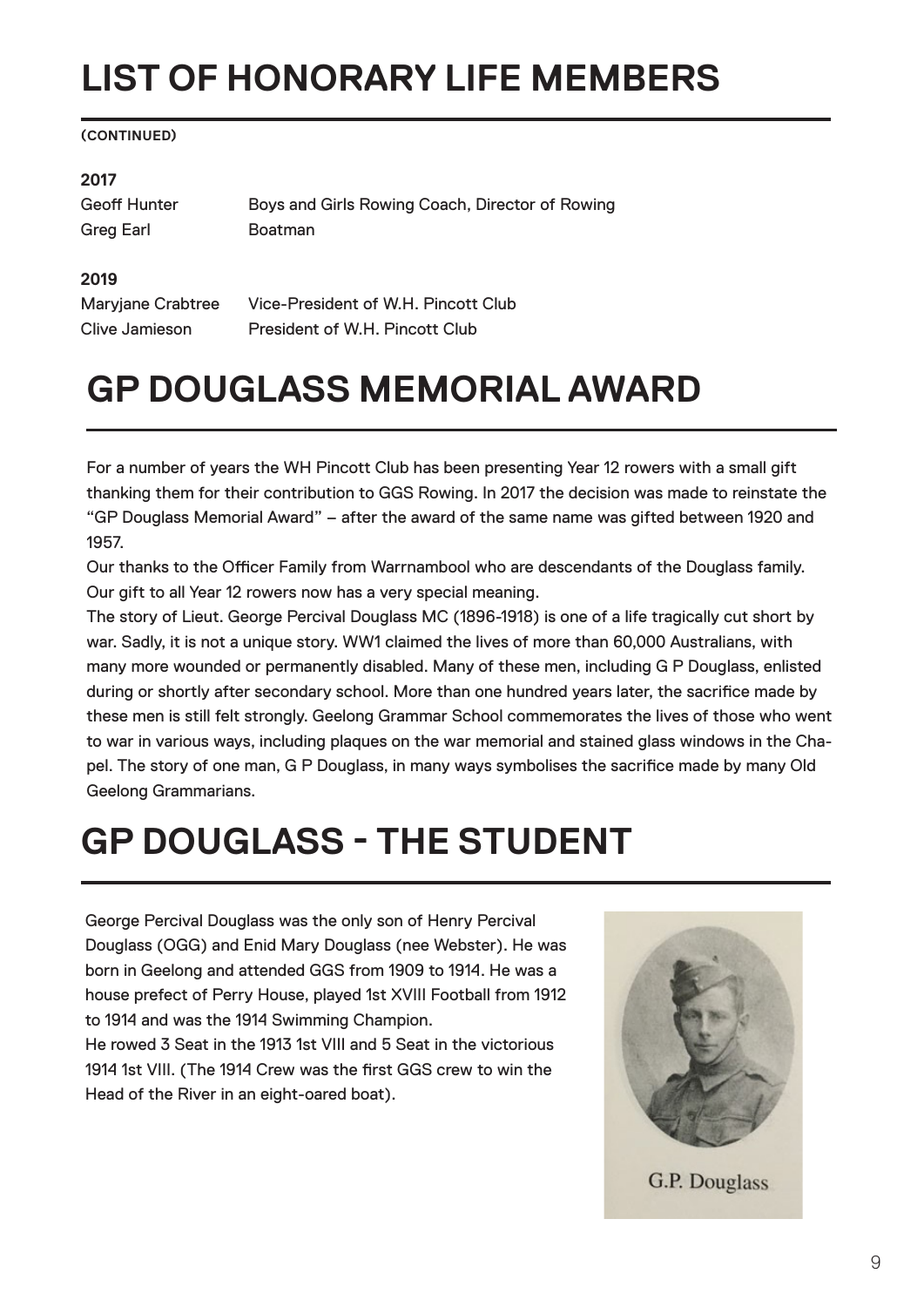# LIST OF HONORARY LIFE MEMBERS

**(CONTINUED)**

**2017**

| | |
|---|---|
| Geoff Hunter | Boys and Girls Rowing Coach, Director of Rowing |
| Greg Earl | Boatman |

**2019**

| | |
|---|---|
| Maryjane Crabtree | Vice-President of W.H. Pincott Club |
| Clive Jamieson | President of W.H. Pincott Club |

# GP DOUGLASS MEMORIAL AWARD

For a number of years the WH Pincott Club has been presenting Year 12 rowers with a small gift thanking them for their contribution to GGS Rowing. In 2017 the decision was made to reinstate the "GP Douglass Memorial Award" – after the award of the same name was gifted between 1920 and 1957.

Our thanks to the Officer Family from Warrnambool who are descendants of the Douglass family. Our gift to all Year 12 rowers now has a very special meaning.

The story of Lieut. George Percival Douglass MC (1896-1918) is one of a life tragically cut short by war. Sadly, it is not a unique story. WW1 claimed the lives of more than 60,000 Australians, with many more wounded or permanently disabled. Many of these men, including G P Douglass, enlisted during or shortly after secondary school. More than one hundred years later, the sacrifice made by these men is still felt strongly. Geelong Grammar School commemorates the lives of those who went to war in various ways, including plaques on the war memorial and stained glass windows in the Chapel. The story of one man, G P Douglass, in many ways symbolises the sacrifice made by many Old Geelong Grammarians.

# GP DOUGLASS - THE STUDENT

George Percival Douglass was the only son of Henry Percival Douglass (OGG) and Enid Mary Douglass (nee Webster). He was born in Geelong and attended GGS from 1909 to 1914. He was a house prefect of Perry House, played 1st XVIII Football from 1912 to 1914 and was the 1914 Swimming Champion.

He rowed 3 Seat in the 1913 1st VIII and 5 Seat in the victorious 1914 1st VIII. (The 1914 Crew was the first GGS crew to win the Head of the River in an eight-oared boat).

G.P. Douglass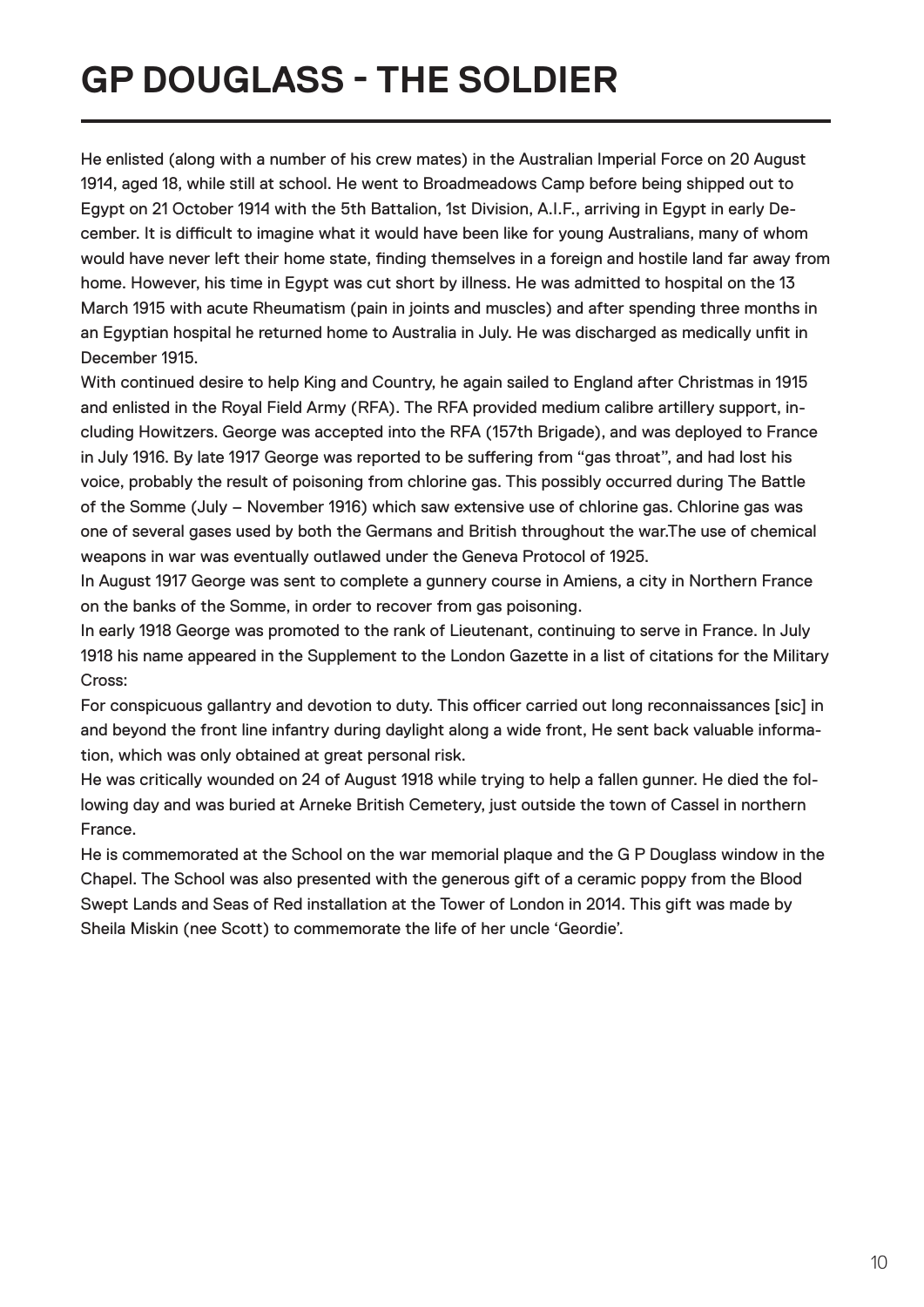# GP DOUGLASS - THE SOLDIER

He enlisted (along with a number of his crew mates) in the Australian Imperial Force on 20 August 1914, aged 18, while still at school. He went to Broadmeadows Camp before being shipped out to Egypt on 21 October 1914 with the 5th Battalion, 1st Division, A.I.F., arriving in Egypt in early December. It is difficult to imagine what it would have been like for young Australians, many of whom would have never left their home state, finding themselves in a foreign and hostile land far away from home. However, his time in Egypt was cut short by illness. He was admitted to hospital on the 13 March 1915 with acute Rheumatism (pain in joints and muscles) and after spending three months in an Egyptian hospital he returned home to Australia in July. He was discharged as medically unfit in December 1915.

With continued desire to help King and Country, he again sailed to England after Christmas in 1915 and enlisted in the Royal Field Army (RFA). The RFA provided medium calibre artillery support, including Howitzers. George was accepted into the RFA (157th Brigade), and was deployed to France in July 1916. By late 1917 George was reported to be suffering from "gas throat", and had lost his voice, probably the result of poisoning from chlorine gas. This possibly occurred during The Battle of the Somme (July – November 1916) which saw extensive use of chlorine gas. Chlorine gas was one of several gases used by both the Germans and British throughout the war.The use of chemical weapons in war was eventually outlawed under the Geneva Protocol of 1925.

In August 1917 George was sent to complete a gunnery course in Amiens, a city in Northern France on the banks of the Somme, in order to recover from gas poisoning.

In early 1918 George was promoted to the rank of Lieutenant, continuing to serve in France. In July 1918 his name appeared in the Supplement to the London Gazette in a list of citations for the Military Cross:

For conspicuous gallantry and devotion to duty. This officer carried out long reconnaissances [sic] in and beyond the front line infantry during daylight along a wide front, He sent back valuable information, which was only obtained at great personal risk.

He was critically wounded on 24 of August 1918 while trying to help a fallen gunner. He died the following day and was buried at Arneke British Cemetery, just outside the town of Cassel in northern France.

He is commemorated at the School on the war memorial plaque and the G P Douglass window in the Chapel. The School was also presented with the generous gift of a ceramic poppy from the Blood Swept Lands and Seas of Red installation at the Tower of London in 2014. This gift was made by Sheila Miskin (nee Scott) to commemorate the life of her uncle 'Geordie'.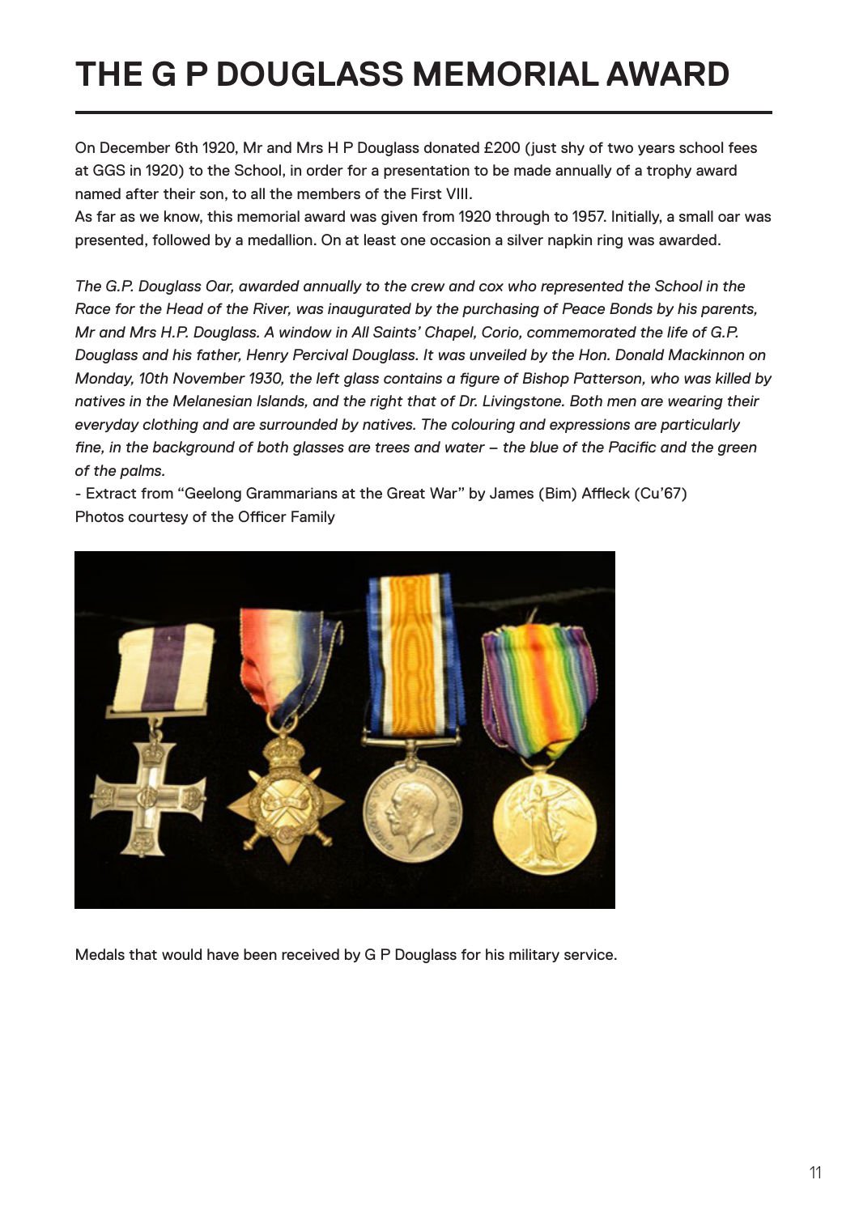# THE G P DOUGLASS MEMORIAL AWARD

On December 6th 1920, Mr and Mrs H P Douglass donated £200 (just shy of two years school fees at GGS in 1920) to the School, in order for a presentation to be made annually of a trophy award named after their son, to all the members of the First VIII.

As far as we know, this memorial award was given from 1920 through to 1957. Initially, a small oar was presented, followed by a medallion. On at least one occasion a silver napkin ring was awarded.

*The G.P. Douglass Oar, awarded annually to the crew and cox who represented the School in the Race for the Head of the River, was inaugurated by the purchasing of Peace Bonds by his parents, Mr and Mrs H.P. Douglass. A window in All Saints' Chapel, Corio, commemorated the life of G.P. Douglass and his father, Henry Percival Douglass. It was unveiled by the Hon. Donald Mackinnon on Monday, 10th November 1930, the left glass contains a figure of Bishop Patterson, who was killed by natives in the Melanesian Islands, and the right that of Dr. Livingstone. Both men are wearing their everyday clothing and are surrounded by natives. The colouring and expressions are particularly fine, in the background of both glasses are trees and water – the blue of the Pacific and the green of the palms.*

- Extract from "Geelong Grammarians at the Great War" by James (Bim) Affleck (Cu'67)

Photos courtesy of the Officer Family

Medals that would have been received by G P Douglass for his military service.